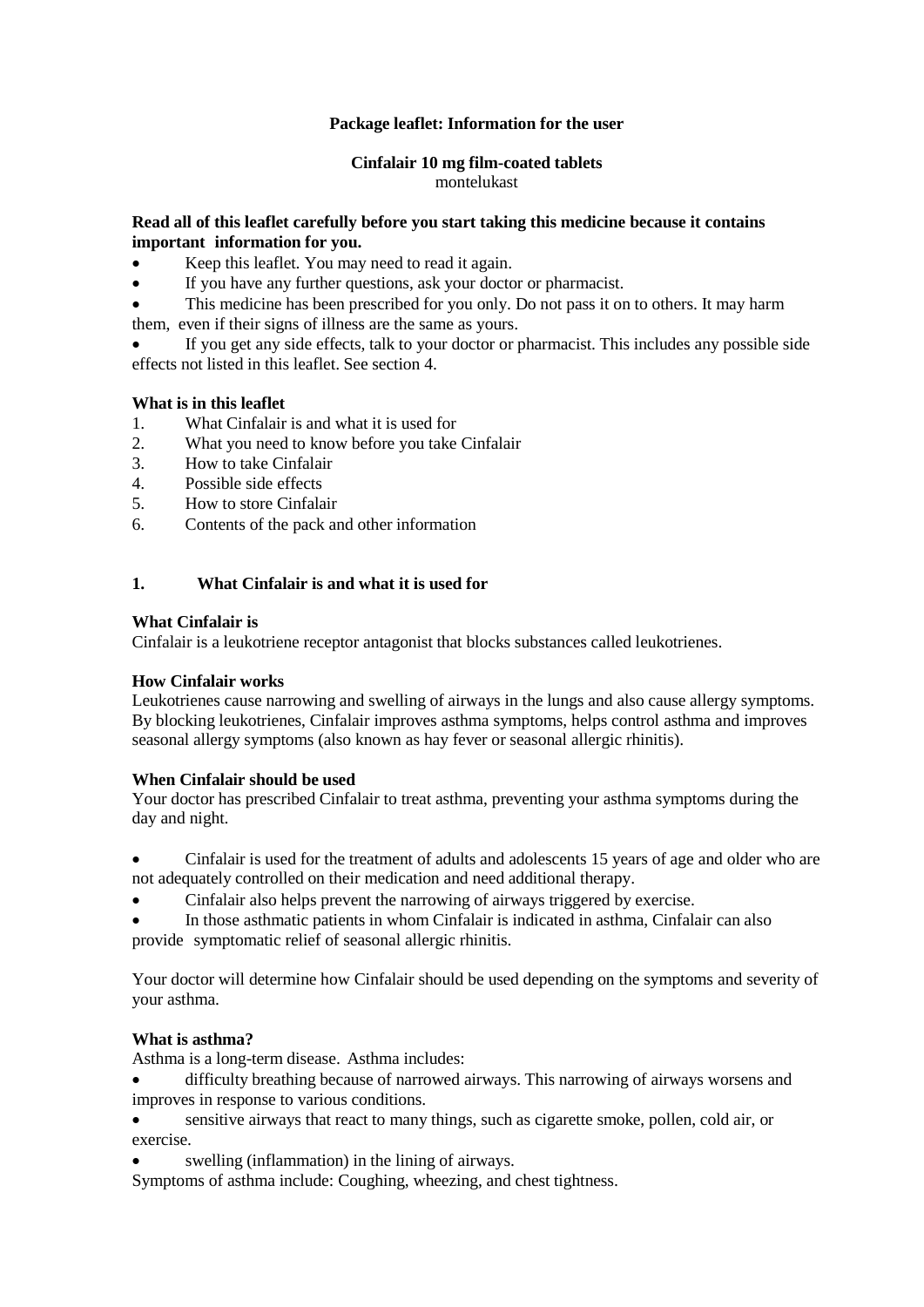**Package leaflet: Information for the user**

**Cinfalair 10 mg film-coated tablets**
montelukast

**Read all of this leaflet carefully before you start taking this medicine because it contains important information for you.**

- Keep this leaflet. You may need to read it again.
- If you have any further questions, ask your doctor or pharmacist.
- This medicine has been prescribed for you only. Do not pass it on to others. It may harm them, even if their signs of illness are the same as yours.
- If you get any side effects, talk to your doctor or pharmacist. This includes any possible side effects not listed in this leaflet. See section 4.

**What is in this leaflet**

1. What Cinfalair is and what it is used for
2. What you need to know before you take Cinfalair
3. How to take Cinfalair
4. Possible side effects
5. How to store Cinfalair
6. Contents of the pack and other information

## 1. What Cinfalair is and what it is used for

**What Cinfalair is**

Cinfalair is a leukotriene receptor antagonist that blocks substances called leukotrienes.

**How Cinfalair works**

Leukotrienes cause narrowing and swelling of airways in the lungs and also cause allergy symptoms. By blocking leukotrienes, Cinfalair improves asthma symptoms, helps control asthma and improves seasonal allergy symptoms (also known as hay fever or seasonal allergic rhinitis).

**When Cinfalair should be used**

Your doctor has prescribed Cinfalair to treat asthma, preventing your asthma symptoms during the day and night.

- Cinfalair is used for the treatment of adults and adolescents 15 years of age and older who are not adequately controlled on their medication and need additional therapy.
- Cinfalair also helps prevent the narrowing of airways triggered by exercise.
- In those asthmatic patients in whom Cinfalair is indicated in asthma, Cinfalair can also provide symptomatic relief of seasonal allergic rhinitis.

Your doctor will determine how Cinfalair should be used depending on the symptoms and severity of your asthma.

**What is asthma?**

Asthma is a long-term disease. Asthma includes:

- difficulty breathing because of narrowed airways. This narrowing of airways worsens and improves in response to various conditions.
- sensitive airways that react to many things, such as cigarette smoke, pollen, cold air, or exercise.
- swelling (inflammation) in the lining of airways.

Symptoms of asthma include: Coughing, wheezing, and chest tightness.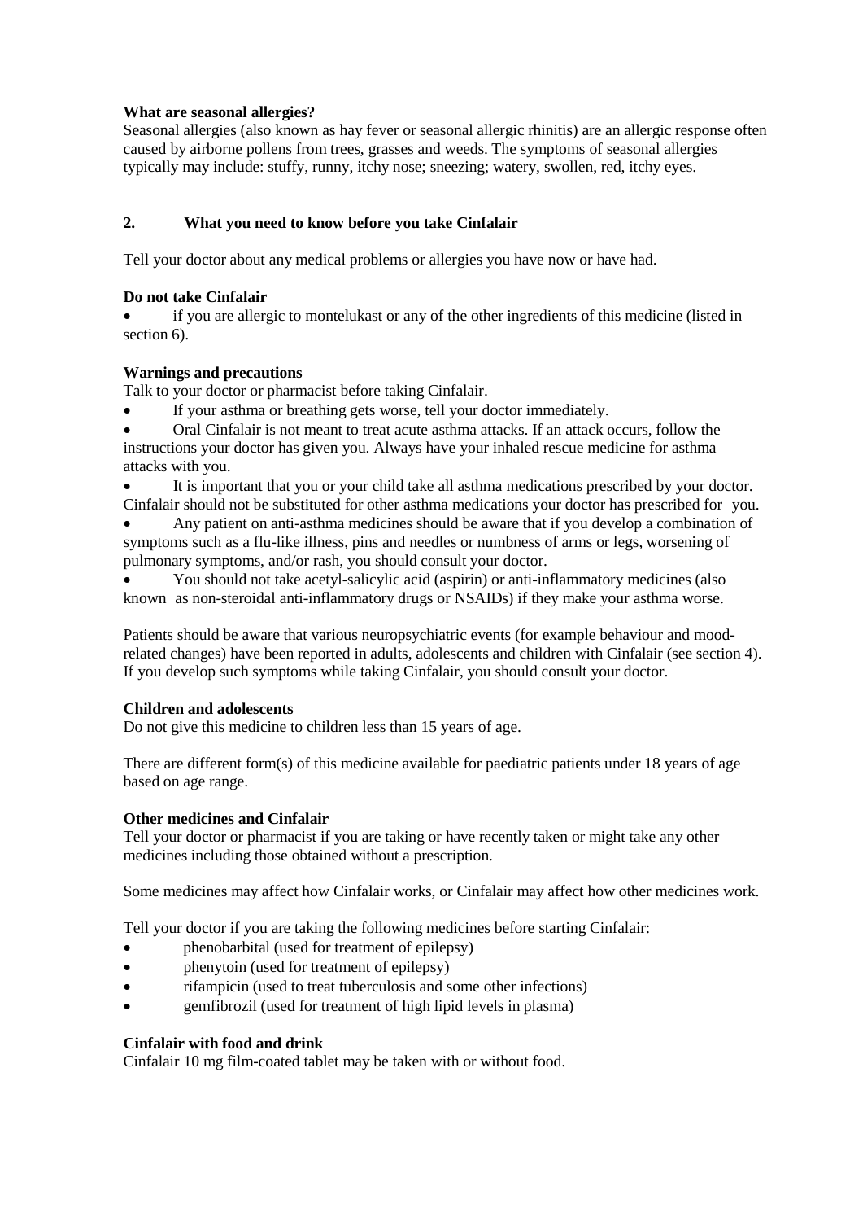**What are seasonal allergies?**

Seasonal allergies (also known as hay fever or seasonal allergic rhinitis) are an allergic response often caused by airborne pollens from trees, grasses and weeds. The symptoms of seasonal allergies typically may include: stuffy, runny, itchy nose; sneezing; watery, swollen, red, itchy eyes.

## 2. What you need to know before you take Cinfalair

Tell your doctor about any medical problems or allergies you have now or have had.

**Do not take Cinfalair**

- if you are allergic to montelukast or any of the other ingredients of this medicine (listed in section 6).

**Warnings and precautions**

Talk to your doctor or pharmacist before taking Cinfalair.

- If your asthma or breathing gets worse, tell your doctor immediately.
- Oral Cinfalair is not meant to treat acute asthma attacks. If an attack occurs, follow the instructions your doctor has given you. Always have your inhaled rescue medicine for asthma attacks with you.
- It is important that you or your child take all asthma medications prescribed by your doctor. Cinfalair should not be substituted for other asthma medications your doctor has prescribed for you.
- Any patient on anti-asthma medicines should be aware that if you develop a combination of symptoms such as a flu-like illness, pins and needles or numbness of arms or legs, worsening of pulmonary symptoms, and/or rash, you should consult your doctor.
- You should not take acetyl-salicylic acid (aspirin) or anti-inflammatory medicines (also known as non-steroidal anti-inflammatory drugs or NSAIDs) if they make your asthma worse.

Patients should be aware that various neuropsychiatric events (for example behaviour and mood-related changes) have been reported in adults, adolescents and children with Cinfalair (see section 4). If you develop such symptoms while taking Cinfalair, you should consult your doctor.

**Children and adolescents**

Do not give this medicine to children less than 15 years of age.

There are different form(s) of this medicine available for paediatric patients under 18 years of age based on age range.

**Other medicines and Cinfalair**

Tell your doctor or pharmacist if you are taking or have recently taken or might take any other medicines including those obtained without a prescription.

Some medicines may affect how Cinfalair works, or Cinfalair may affect how other medicines work.

Tell your doctor if you are taking the following medicines before starting Cinfalair:

- phenobarbital (used for treatment of epilepsy)
- phenytoin (used for treatment of epilepsy)
- rifampicin (used to treat tuberculosis and some other infections)
- gemfibrozil (used for treatment of high lipid levels in plasma)

**Cinfalair with food and drink**

Cinfalair 10 mg film-coated tablet may be taken with or without food.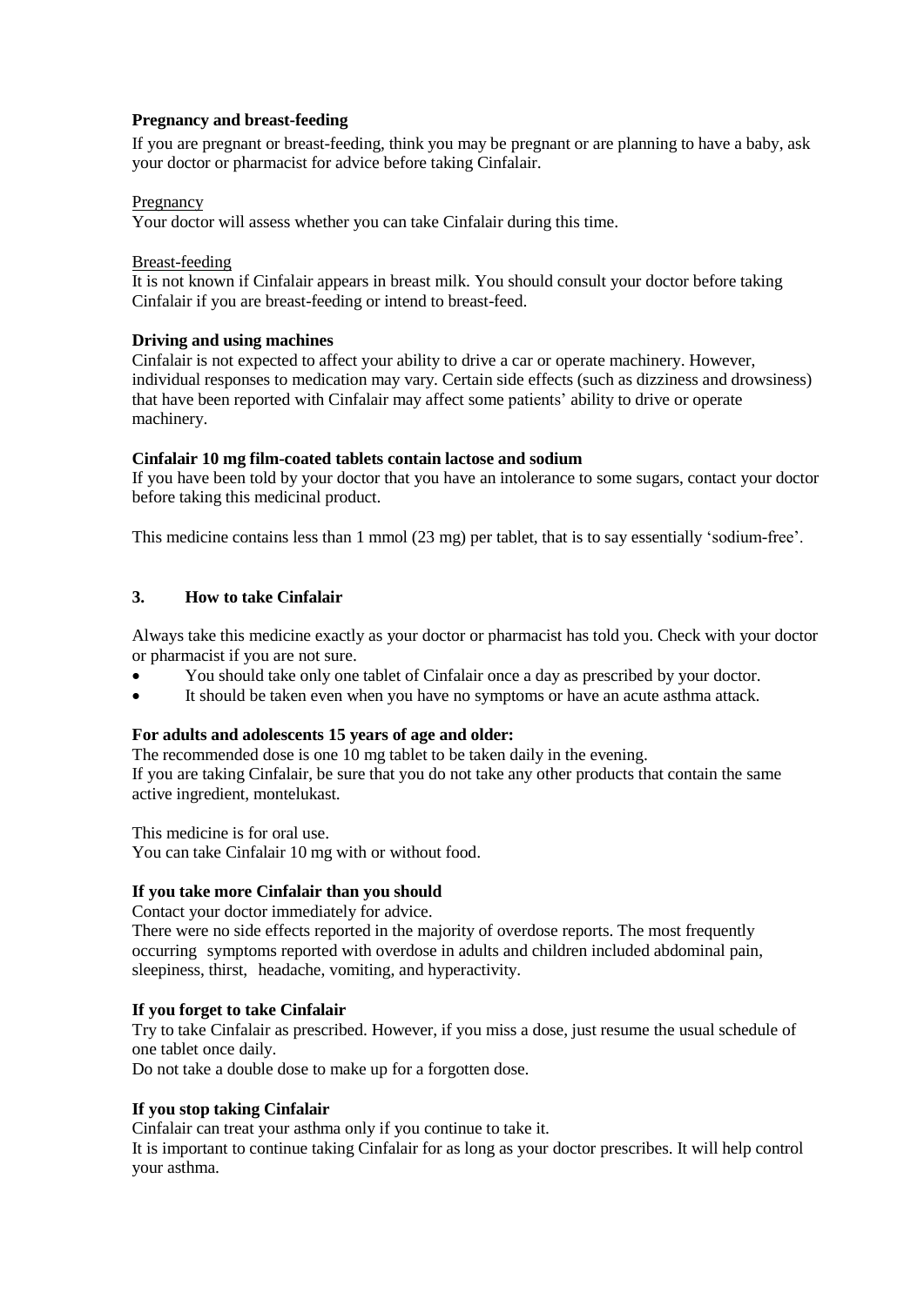**Pregnancy and breast-feeding**

If you are pregnant or breast-feeding, think you may be pregnant or are planning to have a baby, ask your doctor or pharmacist for advice before taking Cinfalair.

Pregnancy

Your doctor will assess whether you can take Cinfalair during this time.

Breast-feeding

It is not known if Cinfalair appears in breast milk. You should consult your doctor before taking Cinfalair if you are breast-feeding or intend to breast-feed.

**Driving and using machines**

Cinfalair is not expected to affect your ability to drive a car or operate machinery. However, individual responses to medication may vary. Certain side effects (such as dizziness and drowsiness) that have been reported with Cinfalair may affect some patients' ability to drive or operate machinery.

**Cinfalair 10 mg film-coated tablets contain lactose and sodium**

If you have been told by your doctor that you have an intolerance to some sugars, contact your doctor before taking this medicinal product.

This medicine contains less than 1 mmol (23 mg) per tablet, that is to say essentially 'sodium-free'.

## 3. How to take Cinfalair

Always take this medicine exactly as your doctor or pharmacist has told you. Check with your doctor or pharmacist if you are not sure.

- You should take only one tablet of Cinfalair once a day as prescribed by your doctor.
- It should be taken even when you have no symptoms or have an acute asthma attack.

**For adults and adolescents 15 years of age and older:**

The recommended dose is one 10 mg tablet to be taken daily in the evening.
If you are taking Cinfalair, be sure that you do not take any other products that contain the same active ingredient, montelukast.

This medicine is for oral use.
You can take Cinfalair 10 mg with or without food.

**If you take more Cinfalair than you should**

Contact your doctor immediately for advice.
There were no side effects reported in the majority of overdose reports. The most frequently occurring symptoms reported with overdose in adults and children included abdominal pain, sleepiness, thirst, headache, vomiting, and hyperactivity.

**If you forget to take Cinfalair**

Try to take Cinfalair as prescribed. However, if you miss a dose, just resume the usual schedule of one tablet once daily.
Do not take a double dose to make up for a forgotten dose.

**If you stop taking Cinfalair**

Cinfalair can treat your asthma only if you continue to take it.
It is important to continue taking Cinfalair for as long as your doctor prescribes. It will help control your asthma.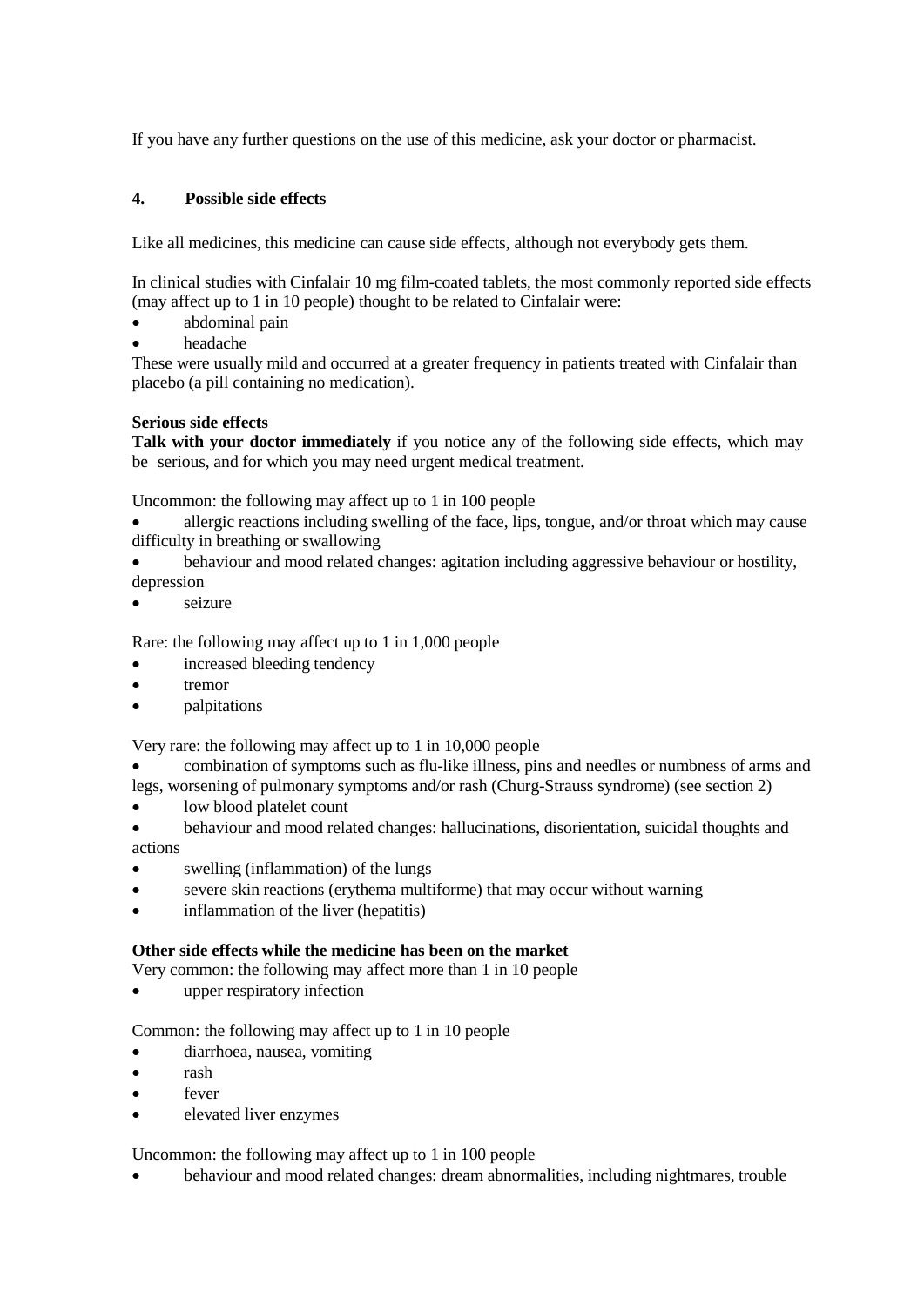If you have any further questions on the use of this medicine, ask your doctor or pharmacist.

## 4. Possible side effects

Like all medicines, this medicine can cause side effects, although not everybody gets them.

In clinical studies with Cinfalair 10 mg film-coated tablets, the most commonly reported side effects (may affect up to 1 in 10 people) thought to be related to Cinfalair were:

- abdominal pain
- headache

These were usually mild and occurred at a greater frequency in patients treated with Cinfalair than placebo (a pill containing no medication).

**Serious side effects**

**Talk with your doctor immediately** if you notice any of the following side effects, which may be serious, and for which you may need urgent medical treatment.

Uncommon: the following may affect up to 1 in 100 people

- allergic reactions including swelling of the face, lips, tongue, and/or throat which may cause difficulty in breathing or swallowing
- behaviour and mood related changes: agitation including aggressive behaviour or hostility, depression
- seizure

Rare: the following may affect up to 1 in 1,000 people

- increased bleeding tendency
- tremor
- palpitations

Very rare: the following may affect up to 1 in 10,000 people

- combination of symptoms such as flu-like illness, pins and needles or numbness of arms and legs, worsening of pulmonary symptoms and/or rash (Churg-Strauss syndrome) (see section 2)
- low blood platelet count
- behaviour and mood related changes: hallucinations, disorientation, suicidal thoughts and actions
- swelling (inflammation) of the lungs
- severe skin reactions (erythema multiforme) that may occur without warning
- inflammation of the liver (hepatitis)

**Other side effects while the medicine has been on the market**

Very common: the following may affect more than 1 in 10 people

- upper respiratory infection

Common: the following may affect up to 1 in 10 people

- diarrhoea, nausea, vomiting
- rash
- fever
- elevated liver enzymes

Uncommon: the following may affect up to 1 in 100 people

- behaviour and mood related changes: dream abnormalities, including nightmares, trouble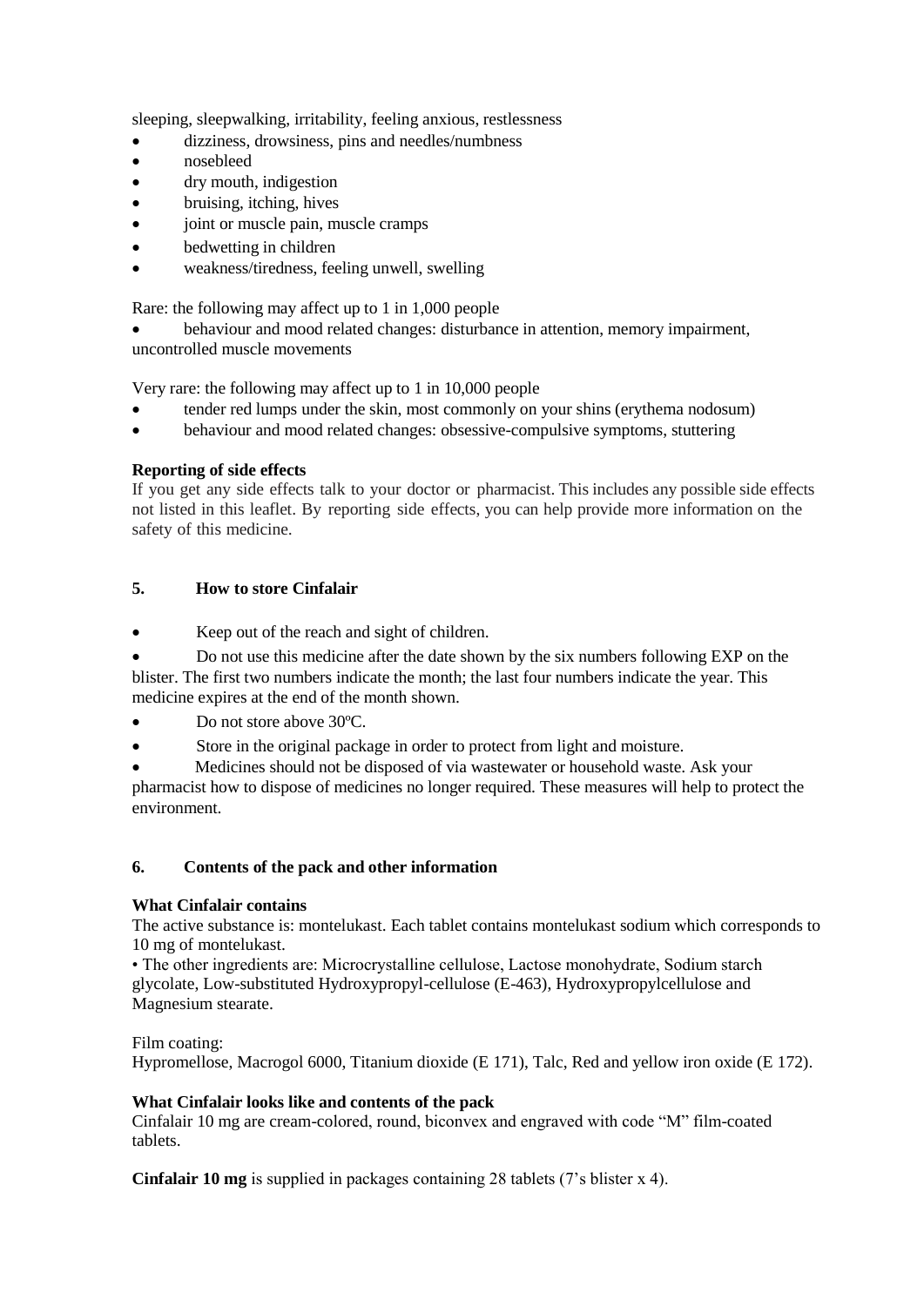sleeping, sleepwalking, irritability, feeling anxious, restlessness

- dizziness, drowsiness, pins and needles/numbness
- nosebleed
- dry mouth, indigestion
- bruising, itching, hives
- joint or muscle pain, muscle cramps
- bedwetting in children
- weakness/tiredness, feeling unwell, swelling

Rare: the following may affect up to 1 in 1,000 people

- behaviour and mood related changes: disturbance in attention, memory impairment, uncontrolled muscle movements

Very rare: the following may affect up to 1 in 10,000 people

- tender red lumps under the skin, most commonly on your shins (erythema nodosum)
- behaviour and mood related changes: obsessive-compulsive symptoms, stuttering

**Reporting of side effects**

If you get any side effects talk to your doctor or pharmacist. This includes any possible side effects not listed in this leaflet. By reporting side effects, you can help provide more information on the safety of this medicine.

### 5. How to store Cinfalair

- Keep out of the reach and sight of children.
- Do not use this medicine after the date shown by the six numbers following EXP on the blister. The first two numbers indicate the month; the last four numbers indicate the year. This medicine expires at the end of the month shown.
- Do not store above 30ºC.
- Store in the original package in order to protect from light and moisture.
- Medicines should not be disposed of via wastewater or household waste. Ask your pharmacist how to dispose of medicines no longer required. These measures will help to protect the environment.

### 6. Contents of the pack and other information

**What Cinfalair contains**

The active substance is: montelukast. Each tablet contains montelukast sodium which corresponds to 10 mg of montelukast.

• The other ingredients are: Microcrystalline cellulose, Lactose monohydrate, Sodium starch glycolate, Low-substituted Hydroxypropyl-cellulose (E-463), Hydroxypropylcellulose and Magnesium stearate.

Film coating:
Hypromellose, Macrogol 6000, Titanium dioxide (E 171), Talc, Red and yellow iron oxide (E 172).

**What Cinfalair looks like and contents of the pack**

Cinfalair 10 mg are cream-colored, round, biconvex and engraved with code "M" film-coated tablets.

**Cinfalair 10 mg** is supplied in packages containing 28 tablets (7's blister x 4).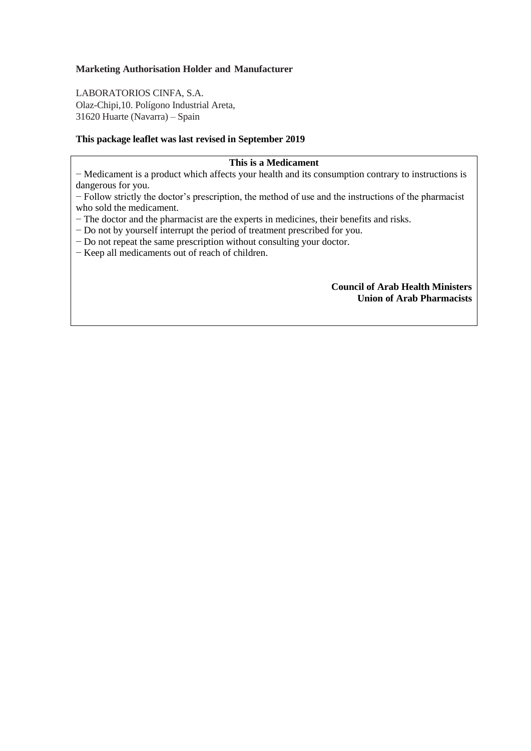**Marketing Authorisation Holder and Manufacturer**

LABORATORIOS CINFA, S.A.
Olaz-Chipi,10. Polígono Industrial Areta,
31620 Huarte (Navarra) – Spain

**This package leaflet was last revised in September 2019**

**This is a Medicament**

− Medicament is a product which affects your health and its consumption contrary to instructions is dangerous for you.
− Follow strictly the doctor's prescription, the method of use and the instructions of the pharmacist who sold the medicament.
− The doctor and the pharmacist are the experts in medicines, their benefits and risks.
− Do not by yourself interrupt the period of treatment prescribed for you.
− Do not repeat the same prescription without consulting your doctor.
− Keep all medicaments out of reach of children.

**Council of Arab Health Ministers**
**Union of Arab Pharmacists**